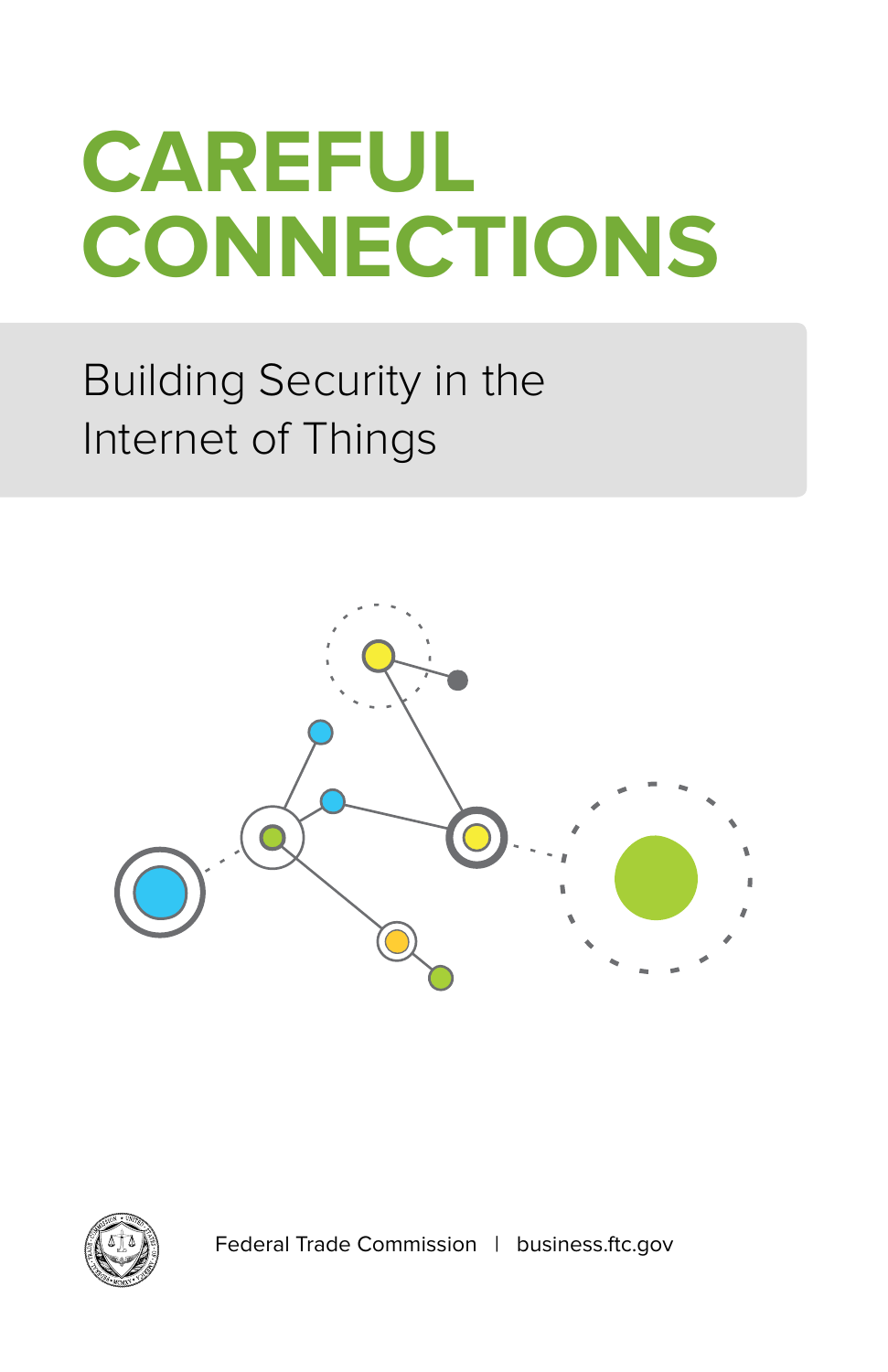# CAREFUL CONNECTIONS

## Building Security in the Internet of Things

Federal Trade Commission | business.ftc.gov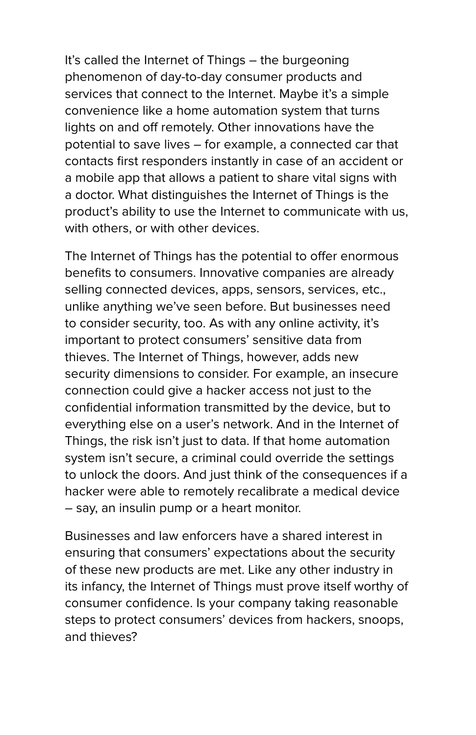It's called the Internet of Things – the burgeoning phenomenon of day-to-day consumer products and services that connect to the Internet. Maybe it's a simple convenience like a home automation system that turns lights on and off remotely. Other innovations have the potential to save lives – for example, a connected car that contacts first responders instantly in case of an accident or a mobile app that allows a patient to share vital signs with a doctor. What distinguishes the Internet of Things is the product's ability to use the Internet to communicate with us, with others, or with other devices.

The Internet of Things has the potential to offer enormous benefits to consumers. Innovative companies are already selling connected devices, apps, sensors, services, etc., unlike anything we've seen before. But businesses need to consider security, too. As with any online activity, it's important to protect consumers' sensitive data from thieves. The Internet of Things, however, adds new security dimensions to consider. For example, an insecure connection could give a hacker access not just to the confidential information transmitted by the device, but to everything else on a user's network. And in the Internet of Things, the risk isn't just to data. If that home automation system isn't secure, a criminal could override the settings to unlock the doors. And just think of the consequences if a hacker were able to remotely recalibrate a medical device – say, an insulin pump or a heart monitor.

Businesses and law enforcers have a shared interest in ensuring that consumers' expectations about the security of these new products are met. Like any other industry in its infancy, the Internet of Things must prove itself worthy of consumer confidence. Is your company taking reasonable steps to protect consumers' devices from hackers, snoops, and thieves?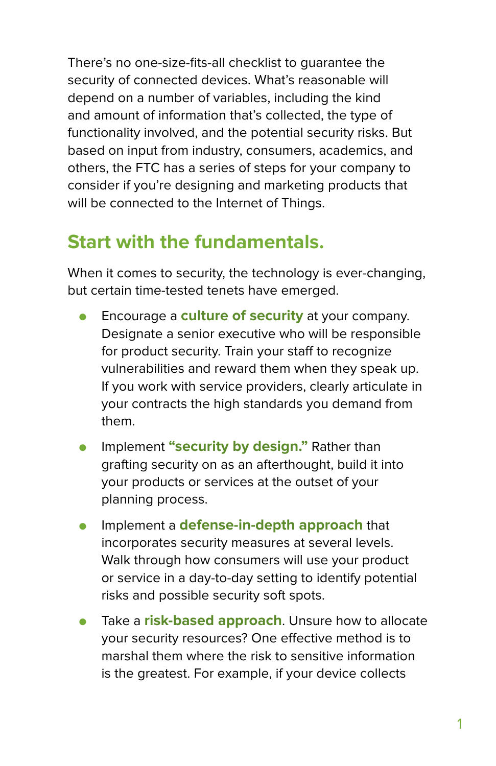There's no one-size-fits-all checklist to guarantee the security of connected devices. What's reasonable will depend on a number of variables, including the kind and amount of information that's collected, the type of functionality involved, and the potential security risks. But based on input from industry, consumers, academics, and others, the FTC has a series of steps for your company to consider if you're designing and marketing products that will be connected to the Internet of Things.

## Start with the fundamentals.

When it comes to security, the technology is ever-changing, but certain time-tested tenets have emerged.

- Encourage a **culture of security** at your company. Designate a senior executive who will be responsible for product security. Train your staff to recognize vulnerabilities and reward them when they speak up. If you work with service providers, clearly articulate in your contracts the high standards you demand from them.
- Implement **"security by design."** Rather than grafting security on as an afterthought, build it into your products or services at the outset of your planning process.
- Implement a **defense-in-depth approach** that incorporates security measures at several levels. Walk through how consumers will use your product or service in a day-to-day setting to identify potential risks and possible security soft spots.
- Take a **risk-based approach**. Unsure how to allocate your security resources? One effective method is to marshal them where the risk to sensitive information is the greatest. For example, if your device collects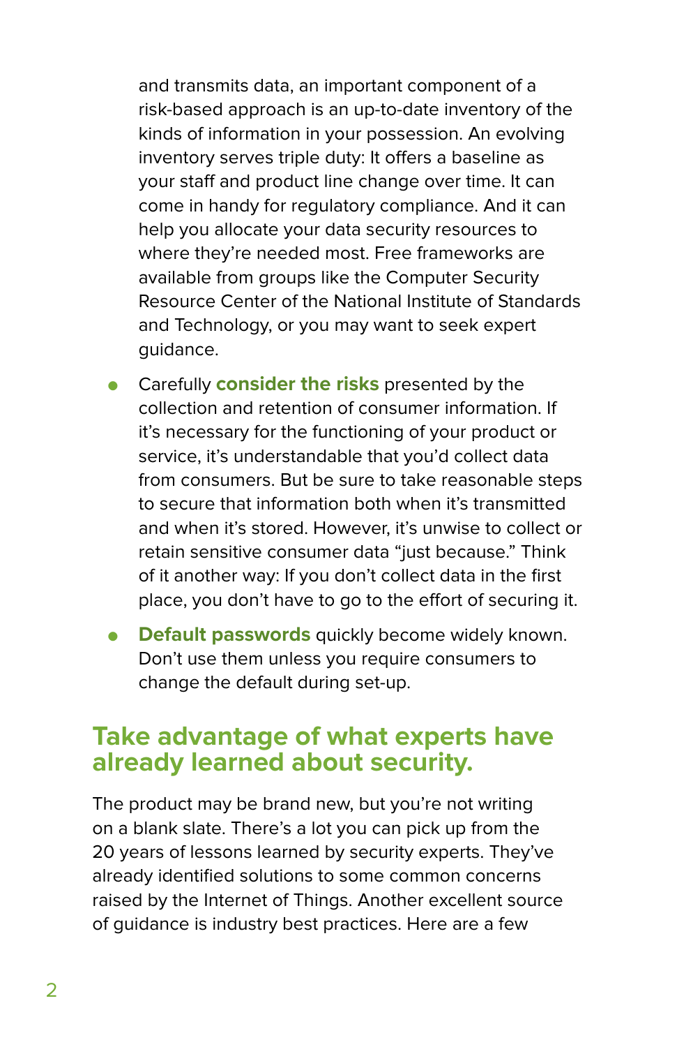and transmits data, an important component of a risk-based approach is an up-to-date inventory of the kinds of information in your possession. An evolving inventory serves triple duty: It offers a baseline as your staff and product line change over time. It can come in handy for regulatory compliance. And it can help you allocate your data security resources to where they're needed most. Free frameworks are available from groups like the Computer Security Resource Center of the National Institute of Standards and Technology, or you may want to seek expert guidance.

- Carefully **consider the risks** presented by the collection and retention of consumer information. If it's necessary for the functioning of your product or service, it's understandable that you'd collect data from consumers. But be sure to take reasonable steps to secure that information both when it's transmitted and when it's stored. However, it's unwise to collect or retain sensitive consumer data "just because." Think of it another way: If you don't collect data in the first place, you don't have to go to the effort of securing it.

- **Default passwords** quickly become widely known. Don't use them unless you require consumers to change the default during set-up.

## Take advantage of what experts have already learned about security.

The product may be brand new, but you're not writing on a blank slate. There's a lot you can pick up from the 20 years of lessons learned by security experts. They've already identified solutions to some common concerns raised by the Internet of Things. Another excellent source of guidance is industry best practices. Here are a few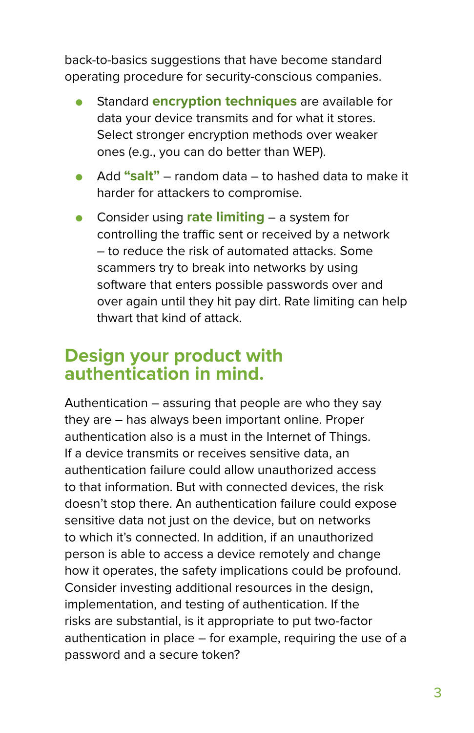back-to-basics suggestions that have become standard operating procedure for security-conscious companies.

- Standard **encryption techniques** are available for data your device transmits and for what it stores. Select stronger encryption methods over weaker ones (e.g., you can do better than WEP).
- Add **"salt"** – random data – to hashed data to make it harder for attackers to compromise.
- Consider using **rate limiting** – a system for controlling the traffic sent or received by a network – to reduce the risk of automated attacks. Some scammers try to break into networks by using software that enters possible passwords over and over again until they hit pay dirt. Rate limiting can help thwart that kind of attack.

## Design your product with authentication in mind.

Authentication – assuring that people are who they say they are – has always been important online. Proper authentication also is a must in the Internet of Things. If a device transmits or receives sensitive data, an authentication failure could allow unauthorized access to that information. But with connected devices, the risk doesn't stop there. An authentication failure could expose sensitive data not just on the device, but on networks to which it's connected. In addition, if an unauthorized person is able to access a device remotely and change how it operates, the safety implications could be profound. Consider investing additional resources in the design, implementation, and testing of authentication. If the risks are substantial, is it appropriate to put two-factor authentication in place – for example, requiring the use of a password and a secure token?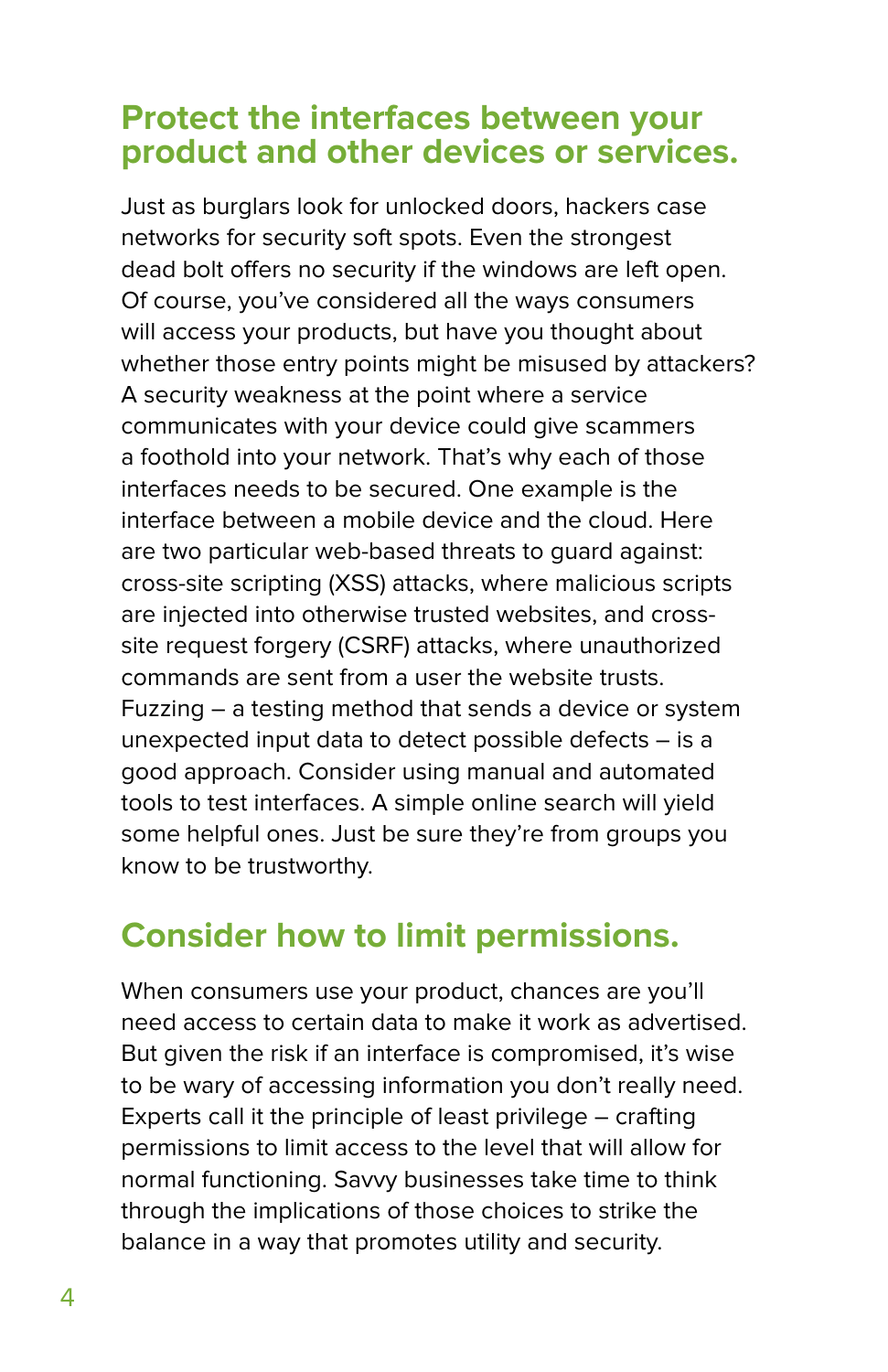## Protect the interfaces between your product and other devices or services.

Just as burglars look for unlocked doors, hackers case networks for security soft spots. Even the strongest dead bolt offers no security if the windows are left open. Of course, you've considered all the ways consumers will access your products, but have you thought about whether those entry points might be misused by attackers? A security weakness at the point where a service communicates with your device could give scammers a foothold into your network. That's why each of those interfaces needs to be secured. One example is the interface between a mobile device and the cloud. Here are two particular web-based threats to guard against: cross-site scripting (XSS) attacks, where malicious scripts are injected into otherwise trusted websites, and cross-site request forgery (CSRF) attacks, where unauthorized commands are sent from a user the website trusts. Fuzzing – a testing method that sends a device or system unexpected input data to detect possible defects – is a good approach. Consider using manual and automated tools to test interfaces. A simple online search will yield some helpful ones. Just be sure they're from groups you know to be trustworthy.

## Consider how to limit permissions.

When consumers use your product, chances are you'll need access to certain data to make it work as advertised. But given the risk if an interface is compromised, it's wise to be wary of accessing information you don't really need. Experts call it the principle of least privilege – crafting permissions to limit access to the level that will allow for normal functioning. Savvy businesses take time to think through the implications of those choices to strike the balance in a way that promotes utility and security.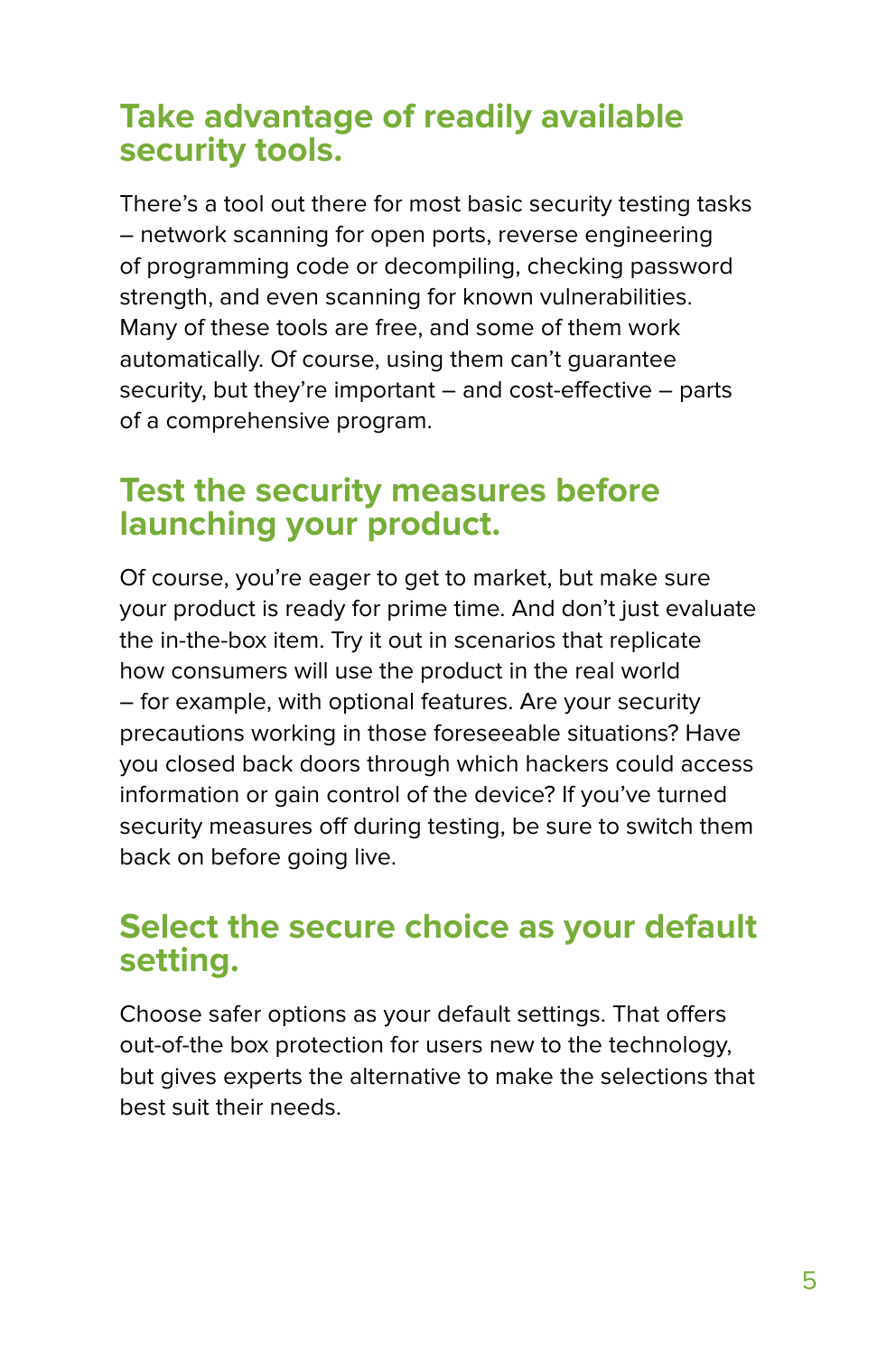## Take advantage of readily available security tools.

There's a tool out there for most basic security testing tasks – network scanning for open ports, reverse engineering of programming code or decompiling, checking password strength, and even scanning for known vulnerabilities. Many of these tools are free, and some of them work automatically. Of course, using them can't guarantee security, but they're important – and cost-effective – parts of a comprehensive program.

## Test the security measures before launching your product.

Of course, you're eager to get to market, but make sure your product is ready for prime time. And don't just evaluate the in-the-box item. Try it out in scenarios that replicate how consumers will use the product in the real world – for example, with optional features. Are your security precautions working in those foreseeable situations? Have you closed back doors through which hackers could access information or gain control of the device? If you've turned security measures off during testing, be sure to switch them back on before going live.

## Select the secure choice as your default setting.

Choose safer options as your default settings. That offers out-of-the box protection for users new to the technology, but gives experts the alternative to make the selections that best suit their needs.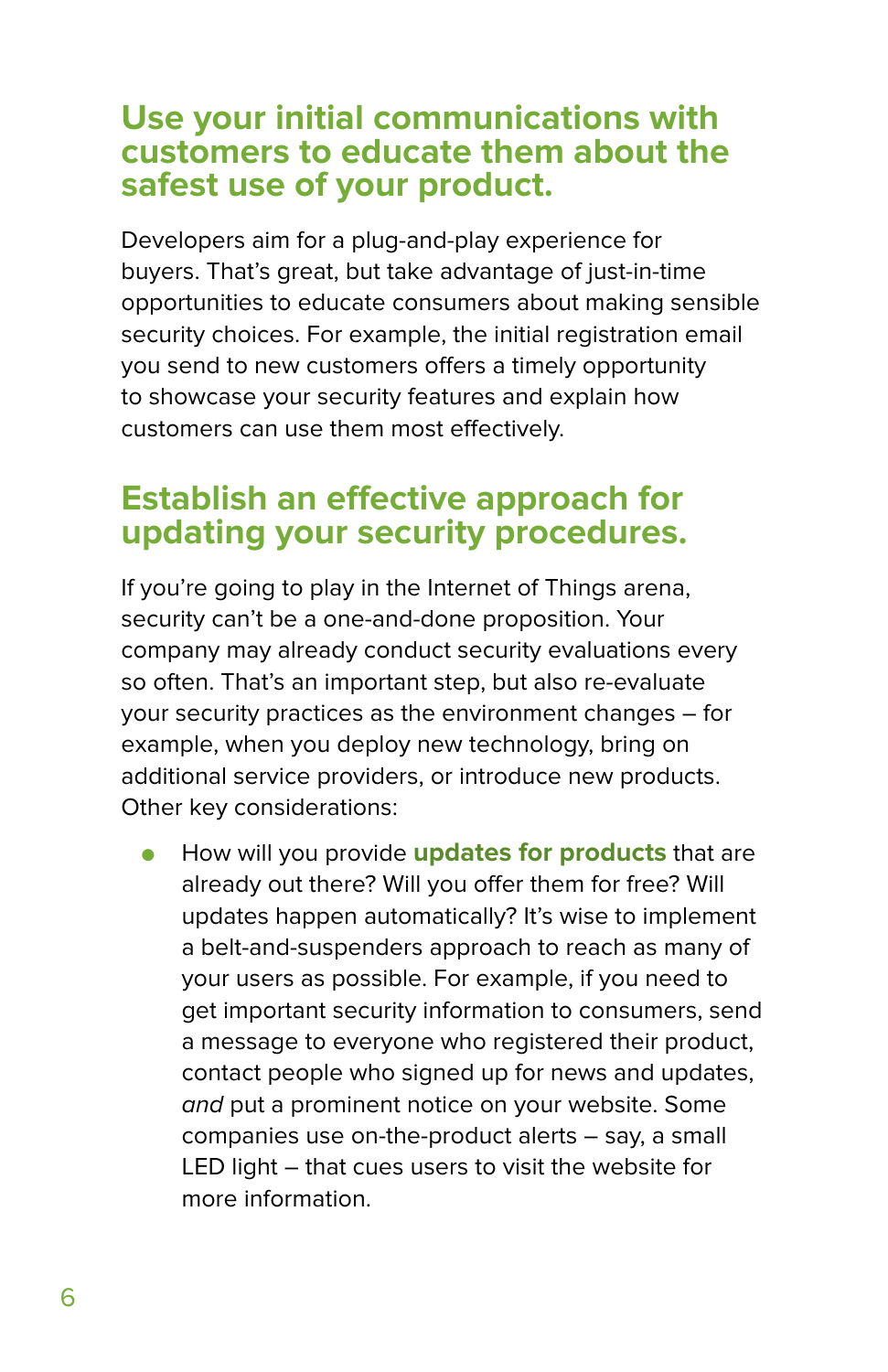## Use your initial communications with customers to educate them about the safest use of your product.

Developers aim for a plug-and-play experience for buyers. That's great, but take advantage of just-in-time opportunities to educate consumers about making sensible security choices. For example, the initial registration email you send to new customers offers a timely opportunity to showcase your security features and explain how customers can use them most effectively.

## Establish an effective approach for updating your security procedures.

If you're going to play in the Internet of Things arena, security can't be a one-and-done proposition. Your company may already conduct security evaluations every so often. That's an important step, but also re-evaluate your security practices as the environment changes – for example, when you deploy new technology, bring on additional service providers, or introduce new products. Other key considerations:

- How will you provide **updates for products** that are already out there? Will you offer them for free? Will updates happen automatically? It's wise to implement a belt-and-suspenders approach to reach as many of your users as possible. For example, if you need to get important security information to consumers, send a message to everyone who registered their product, contact people who signed up for news and updates, *and* put a prominent notice on your website. Some companies use on-the-product alerts – say, a small LED light – that cues users to visit the website for more information.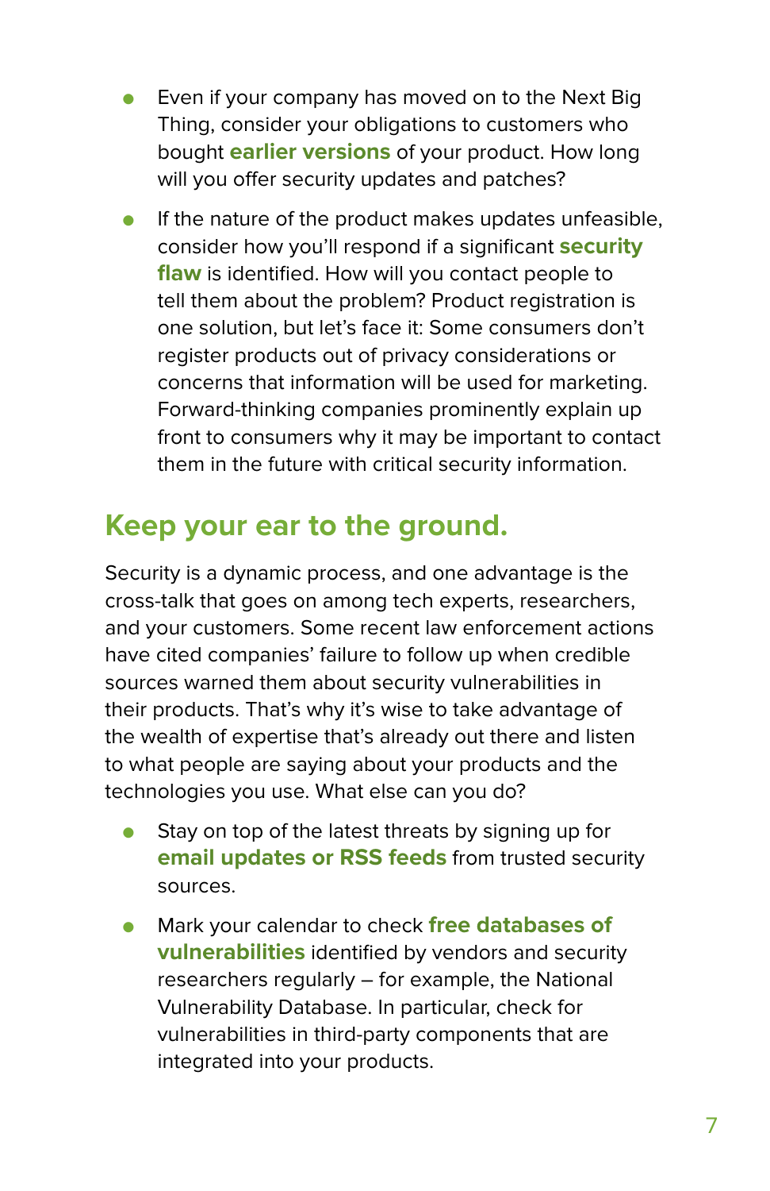- Even if your company has moved on to the Next Big Thing, consider your obligations to customers who bought **earlier versions** of your product. How long will you offer security updates and patches?

- If the nature of the product makes updates unfeasible, consider how you'll respond if a significant **security flaw** is identified. How will you contact people to tell them about the problem? Product registration is one solution, but let's face it: Some consumers don't register products out of privacy considerations or concerns that information will be used for marketing. Forward-thinking companies prominently explain up front to consumers why it may be important to contact them in the future with critical security information.

## Keep your ear to the ground.

Security is a dynamic process, and one advantage is the cross-talk that goes on among tech experts, researchers, and your customers. Some recent law enforcement actions have cited companies' failure to follow up when credible sources warned them about security vulnerabilities in their products. That's why it's wise to take advantage of the wealth of expertise that's already out there and listen to what people are saying about your products and the technologies you use. What else can you do?

- Stay on top of the latest threats by signing up for **email updates or RSS feeds** from trusted security sources.

- Mark your calendar to check **free databases of vulnerabilities** identified by vendors and security researchers regularly – for example, the National Vulnerability Database. In particular, check for vulnerabilities in third-party components that are integrated into your products.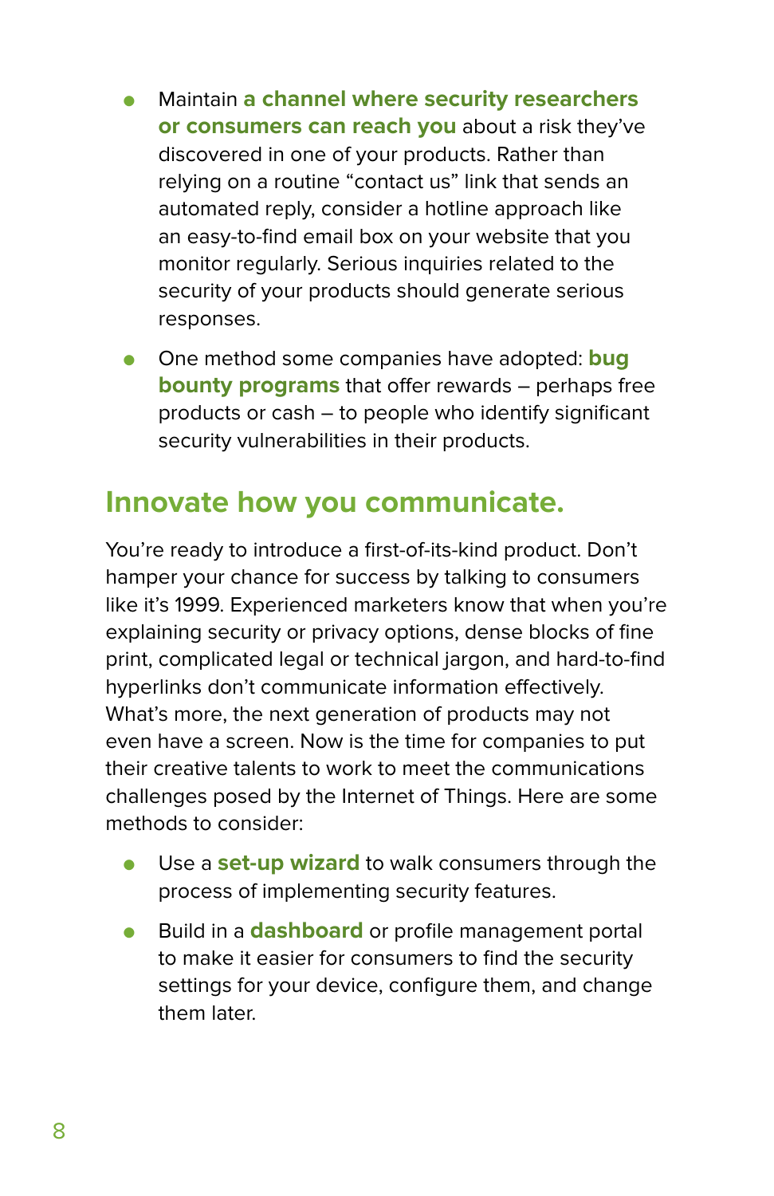- Maintain **a channel where security researchers or consumers can reach you** about a risk they've discovered in one of your products. Rather than relying on a routine "contact us" link that sends an automated reply, consider a hotline approach like an easy-to-find email box on your website that you monitor regularly. Serious inquiries related to the security of your products should generate serious responses.
- One method some companies have adopted: **bug bounty programs** that offer rewards – perhaps free products or cash – to people who identify significant security vulnerabilities in their products.

## Innovate how you communicate.

You're ready to introduce a first-of-its-kind product. Don't hamper your chance for success by talking to consumers like it's 1999. Experienced marketers know that when you're explaining security or privacy options, dense blocks of fine print, complicated legal or technical jargon, and hard-to-find hyperlinks don't communicate information effectively. What's more, the next generation of products may not even have a screen. Now is the time for companies to put their creative talents to work to meet the communications challenges posed by the Internet of Things. Here are some methods to consider:

- Use a **set-up wizard** to walk consumers through the process of implementing security features.
- Build in a **dashboard** or profile management portal to make it easier for consumers to find the security settings for your device, configure them, and change them later.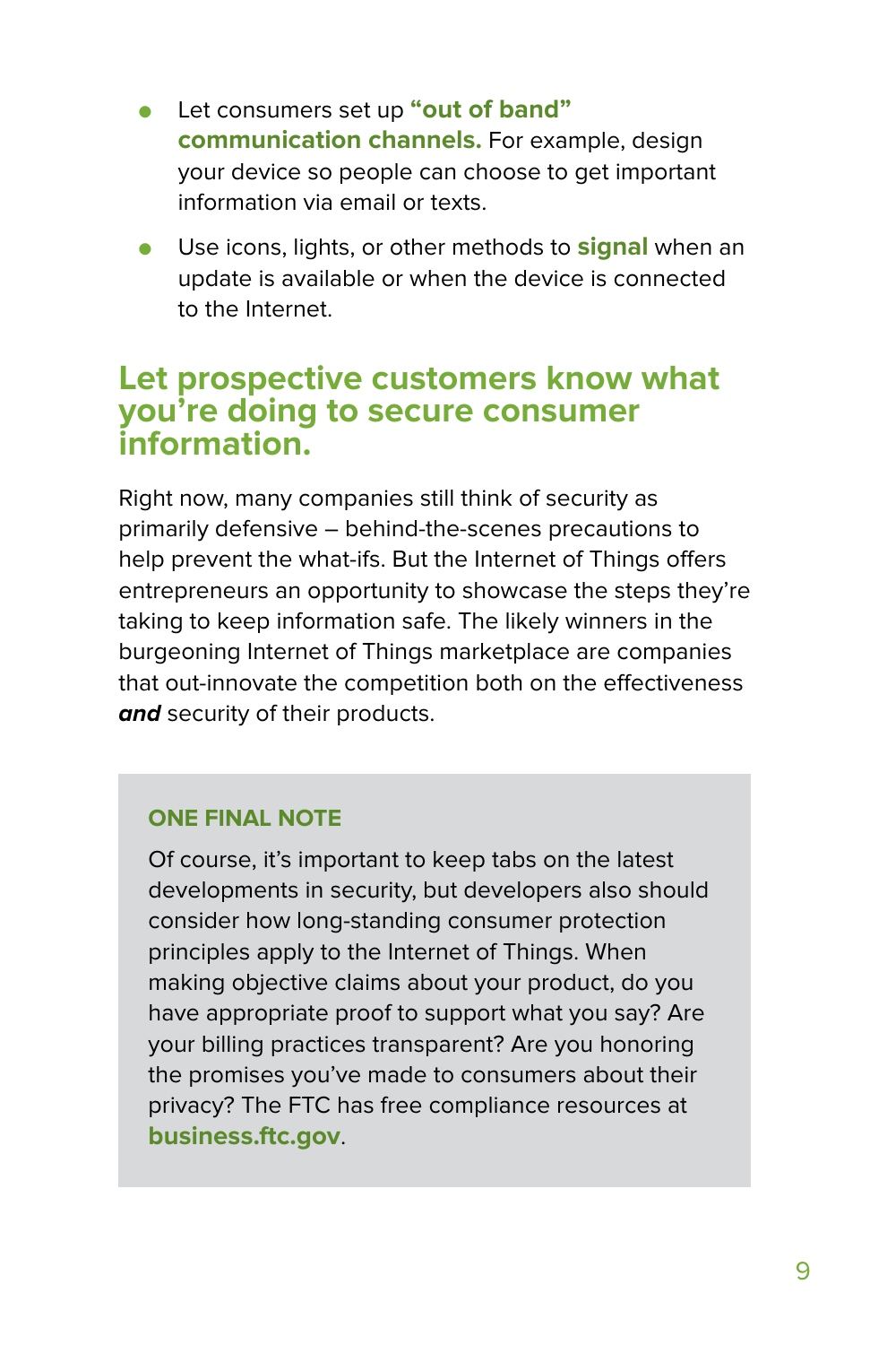- Let consumers set up **"out of band" communication channels.** For example, design your device so people can choose to get important information via email or texts.
- Use icons, lights, or other methods to **signal** when an update is available or when the device is connected to the Internet.

## Let prospective customers know what you're doing to secure consumer information.

Right now, many companies still think of security as primarily defensive – behind-the-scenes precautions to help prevent the what-ifs. But the Internet of Things offers entrepreneurs an opportunity to showcase the steps they're taking to keep information safe. The likely winners in the burgeoning Internet of Things marketplace are companies that out-innovate the competition both on the effectiveness ***and*** security of their products.

### ONE FINAL NOTE

Of course, it's important to keep tabs on the latest developments in security, but developers also should consider how long-standing consumer protection principles apply to the Internet of Things. When making objective claims about your product, do you have appropriate proof to support what you say? Are your billing practices transparent? Are you honoring the promises you've made to consumers about their privacy? The FTC has free compliance resources at **business.ftc.gov**.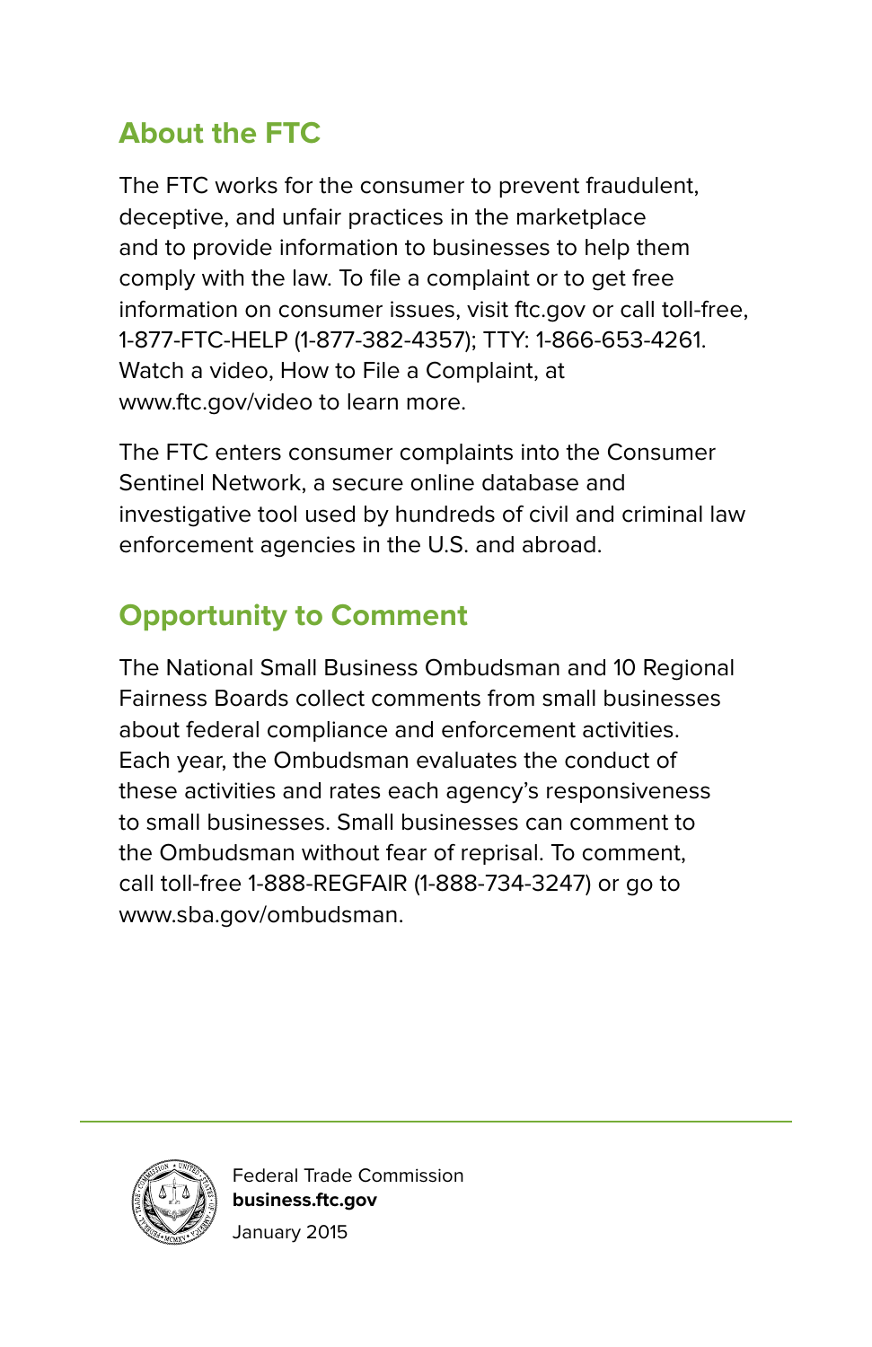## About the FTC

The FTC works for the consumer to prevent fraudulent, deceptive, and unfair practices in the marketplace and to provide information to businesses to help them comply with the law. To file a complaint or to get free information on consumer issues, visit ftc.gov or call toll-free, 1-877-FTC-HELP (1-877-382-4357); TTY: 1-866-653-4261. Watch a video, How to File a Complaint, at www.ftc.gov/video to learn more.

The FTC enters consumer complaints into the Consumer Sentinel Network, a secure online database and investigative tool used by hundreds of civil and criminal law enforcement agencies in the U.S. and abroad.

## Opportunity to Comment

The National Small Business Ombudsman and 10 Regional Fairness Boards collect comments from small businesses about federal compliance and enforcement activities. Each year, the Ombudsman evaluates the conduct of these activities and rates each agency's responsiveness to small businesses. Small businesses can comment to the Ombudsman without fear of reprisal. To comment, call toll-free 1-888-REGFAIR (1-888-734-3247) or go to www.sba.gov/ombudsman.

---

Federal Trade Commission
**business.ftc.gov**
January 2015